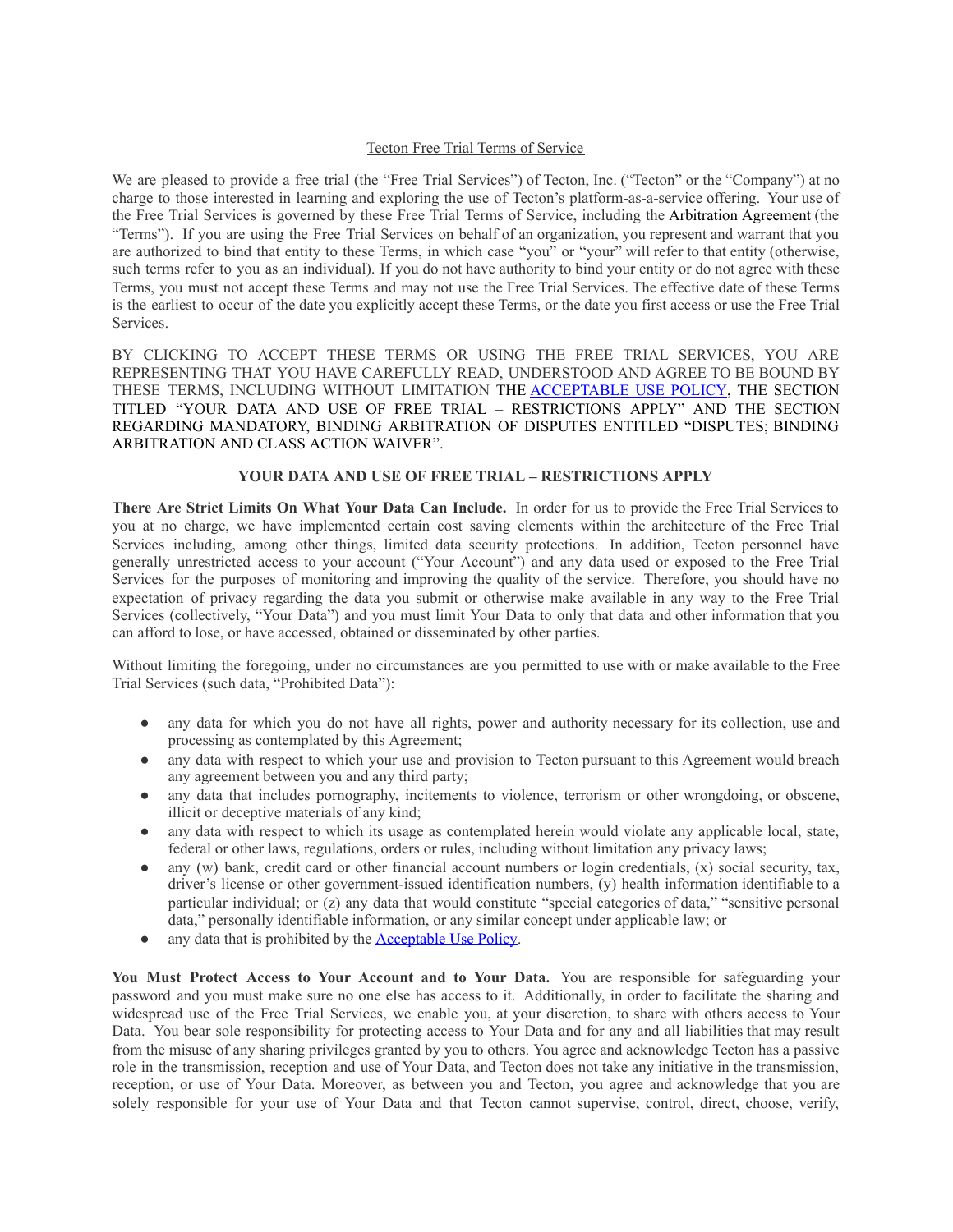# Tecton Free Trial Terms of Service

We are pleased to provide a free trial (the "Free Trial Services") of Tecton, Inc. ("Tecton" or the "Company") at no charge to those interested in learning and exploring the use of Tecton's platform-as-a-service offering. Your use of the Free Trial Services is governed by these Free Trial Terms of Service, including the Arbitration Agreement (the "Terms"). If you are using the Free Trial Services on behalf of an organization, you represent and warrant that you are authorized to bind that entity to these Terms, in which case "you" or "your" will refer to that entity (otherwise, such terms refer to you as an individual). If you do not have authority to bind your entity or do not agree with these Terms, you must not accept these Terms and may not use the Free Trial Services. The effective date of these Terms is the earliest to occur of the date you explicitly accept these Terms, or the date you first access or use the Free Trial Services.

BY CLICKING TO ACCEPT THESE TERMS OR USING THE FREE TRIAL SERVICES, YOU ARE REPRESENTING THAT YOU HAVE CAREFULLY READ, UNDERSTOOD AND AGREE TO BE BOUND BY THESE TERMS, INCLUDING WITHOUT LIMITATION THE [ACCEPTABLE USE POLICY](), THE SECTION TITLED "YOUR DATA AND USE OF FREE TRIAL – RESTRICTIONS APPLY" AND THE SECTION REGARDING MANDATORY, BINDING ARBITRATION OF DISPUTES ENTITLED "DISPUTES; BINDING ARBITRATION AND CLASS ACTION WAIVER".

## YOUR DATA AND USE OF FREE TRIAL – RESTRICTIONS APPLY

**There Are Strict Limits On What Your Data Can Include.** In order for us to provide the Free Trial Services to you at no charge, we have implemented certain cost saving elements within the architecture of the Free Trial Services including, among other things, limited data security protections. In addition, Tecton personnel have generally unrestricted access to your account ("Your Account") and any data used or exposed to the Free Trial Services for the purposes of monitoring and improving the quality of the service. Therefore, you should have no expectation of privacy regarding the data you submit or otherwise make available in any way to the Free Trial Services (collectively, "Your Data") and you must limit Your Data to only that data and other information that you can afford to lose, or have accessed, obtained or disseminated by other parties.

Without limiting the foregoing, under no circumstances are you permitted to use with or make available to the Free Trial Services (such data, "Prohibited Data"):

- any data for which you do not have all rights, power and authority necessary for its collection, use and processing as contemplated by this Agreement;
- any data with respect to which your use and provision to Tecton pursuant to this Agreement would breach any agreement between you and any third party;
- any data that includes pornography, incitements to violence, terrorism or other wrongdoing, or obscene, illicit or deceptive materials of any kind;
- any data with respect to which its usage as contemplated herein would violate any applicable local, state, federal or other laws, regulations, orders or rules, including without limitation any privacy laws;
- any (w) bank, credit card or other financial account numbers or login credentials, (x) social security, tax, driver's license or other government-issued identification numbers, (y) health information identifiable to a particular individual; or (z) any data that would constitute "special categories of data," "sensitive personal data," personally identifiable information, or any similar concept under applicable law; or
- any data that is prohibited by the [Acceptable Use Policy]().

**You Must Protect Access to Your Account and to Your Data.** You are responsible for safeguarding your password and you must make sure no one else has access to it. Additionally, in order to facilitate the sharing and widespread use of the Free Trial Services, we enable you, at your discretion, to share with others access to Your Data. You bear sole responsibility for protecting access to Your Data and for any and all liabilities that may result from the misuse of any sharing privileges granted by you to others. You agree and acknowledge Tecton has a passive role in the transmission, reception and use of Your Data, and Tecton does not take any initiative in the transmission, reception, or use of Your Data. Moreover, as between you and Tecton, you agree and acknowledge that you are solely responsible for your use of Your Data and that Tecton cannot supervise, control, direct, choose, verify,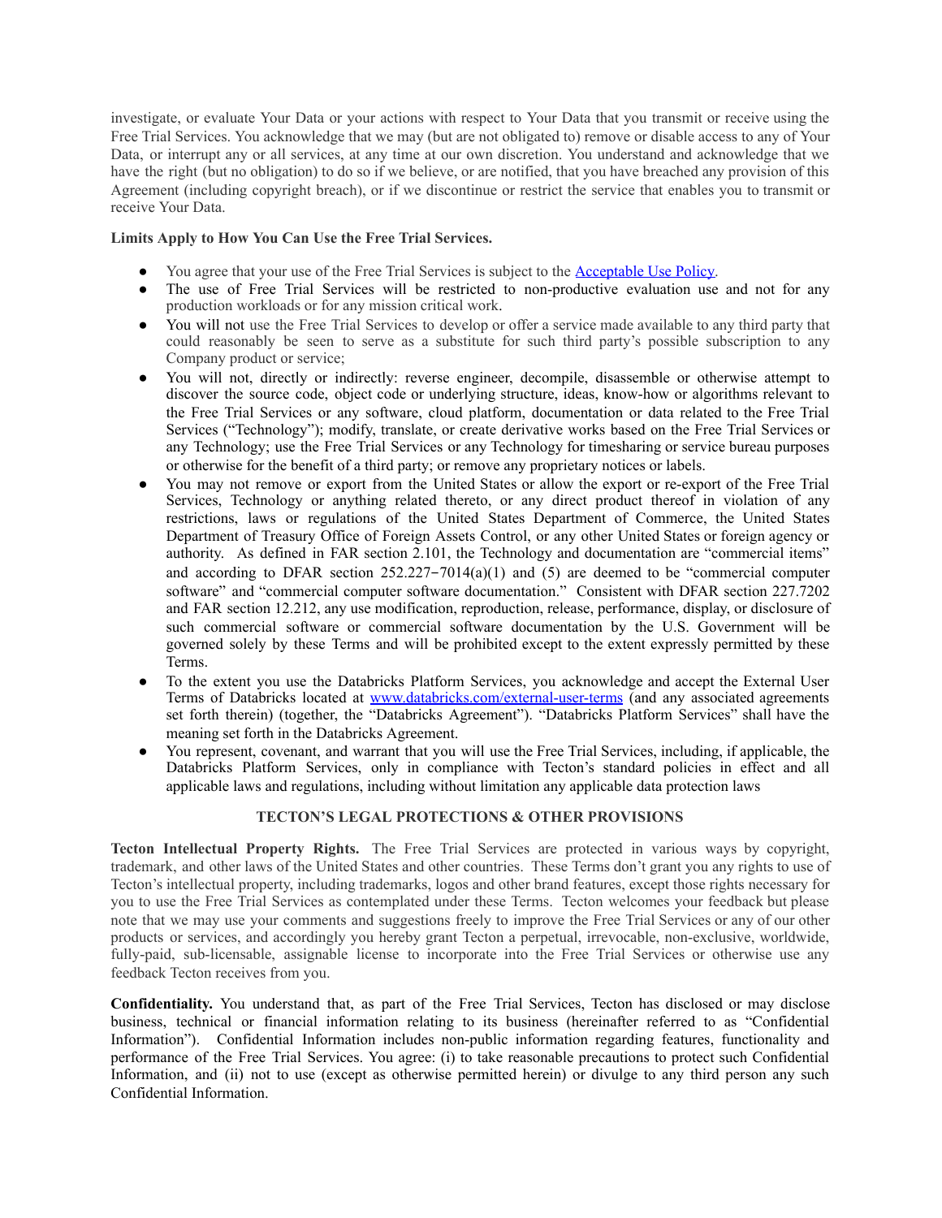investigate, or evaluate Your Data or your actions with respect to Your Data that you transmit or receive using the Free Trial Services. You acknowledge that we may (but are not obligated to) remove or disable access to any of Your Data, or interrupt any or all services, at any time at our own discretion. You understand and acknowledge that we have the right (but no obligation) to do so if we believe, or are notified, that you have breached any provision of this Agreement (including copyright breach), or if we discontinue or restrict the service that enables you to transmit or receive Your Data.

**Limits Apply to How You Can Use the Free Trial Services.**

- You agree that your use of the Free Trial Services is subject to the [Acceptable Use Policy](Acceptable Use Policy).
- The use of Free Trial Services will be restricted to non-productive evaluation use and not for any production workloads or for any mission critical work.
- You will not use the Free Trial Services to develop or offer a service made available to any third party that could reasonably be seen to serve as a substitute for such third party's possible subscription to any Company product or service;
- You will not, directly or indirectly: reverse engineer, decompile, disassemble or otherwise attempt to discover the source code, object code or underlying structure, ideas, know-how or algorithms relevant to the Free Trial Services or any software, cloud platform, documentation or data related to the Free Trial Services ("Technology"); modify, translate, or create derivative works based on the Free Trial Services or any Technology; use the Free Trial Services or any Technology for timesharing or service bureau purposes or otherwise for the benefit of a third party; or remove any proprietary notices or labels.
- You may not remove or export from the United States or allow the export or re-export of the Free Trial Services, Technology or anything related thereto, or any direct product thereof in violation of any restrictions, laws or regulations of the United States Department of Commerce, the United States Department of Treasury Office of Foreign Assets Control, or any other United States or foreign agency or authority. As defined in FAR section 2.101, the Technology and documentation are "commercial items" and according to DFAR section 252.227−7014(a)(1) and (5) are deemed to be "commercial computer software" and "commercial computer software documentation." Consistent with DFAR section 227.7202 and FAR section 12.212, any use modification, reproduction, release, performance, display, or disclosure of such commercial software or commercial software documentation by the U.S. Government will be governed solely by these Terms and will be prohibited except to the extent expressly permitted by these Terms.
- To the extent you use the Databricks Platform Services, you acknowledge and accept the External User Terms of Databricks located at [www.databricks.com/external-user-terms](www.databricks.com/external-user-terms) (and any associated agreements set forth therein) (together, the "Databricks Agreement"). "Databricks Platform Services" shall have the meaning set forth in the Databricks Agreement.
- You represent, covenant, and warrant that you will use the Free Trial Services, including, if applicable, the Databricks Platform Services, only in compliance with Tecton's standard policies in effect and all applicable laws and regulations, including without limitation any applicable data protection laws

## TECTON'S LEGAL PROTECTIONS & OTHER PROVISIONS

**Tecton Intellectual Property Rights.** The Free Trial Services are protected in various ways by copyright, trademark, and other laws of the United States and other countries. These Terms don't grant you any rights to use of Tecton's intellectual property, including trademarks, logos and other brand features, except those rights necessary for you to use the Free Trial Services as contemplated under these Terms. Tecton welcomes your feedback but please note that we may use your comments and suggestions freely to improve the Free Trial Services or any of our other products or services, and accordingly you hereby grant Tecton a perpetual, irrevocable, non-exclusive, worldwide, fully-paid, sub-licensable, assignable license to incorporate into the Free Trial Services or otherwise use any feedback Tecton receives from you.

**Confidentiality.** You understand that, as part of the Free Trial Services, Tecton has disclosed or may disclose business, technical or financial information relating to its business (hereinafter referred to as "Confidential Information"). Confidential Information includes non-public information regarding features, functionality and performance of the Free Trial Services. You agree: (i) to take reasonable precautions to protect such Confidential Information, and (ii) not to use (except as otherwise permitted herein) or divulge to any third person any such Confidential Information.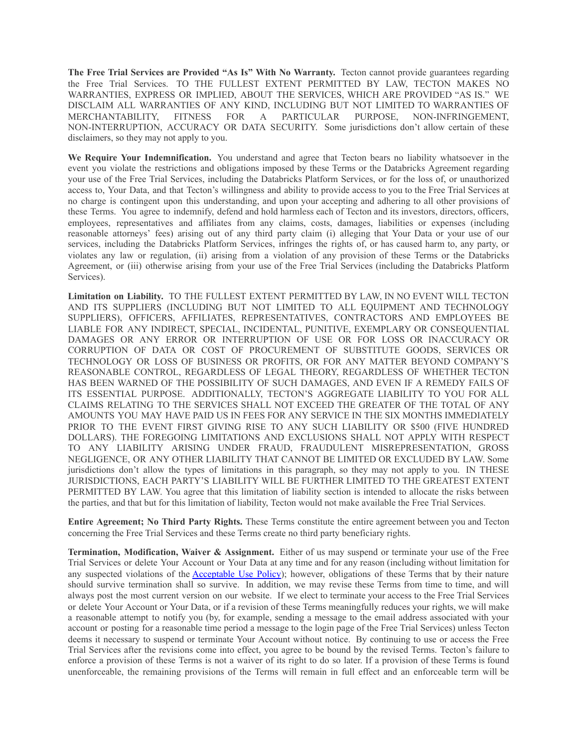**The Free Trial Services are Provided "As Is" With No Warranty.** Tecton cannot provide guarantees regarding the Free Trial Services. TO THE FULLEST EXTENT PERMITTED BY LAW, TECTON MAKES NO WARRANTIES, EXPRESS OR IMPLIED, ABOUT THE SERVICES, WHICH ARE PROVIDED "AS IS." WE DISCLAIM ALL WARRANTIES OF ANY KIND, INCLUDING BUT NOT LIMITED TO WARRANTIES OF MERCHANTABILITY, FITNESS FOR A PARTICULAR PURPOSE, NON-INFRINGEMENT, NON-INTERRUPTION, ACCURACY OR DATA SECURITY. Some jurisdictions don't allow certain of these disclaimers, so they may not apply to you.

**We Require Your Indemnification.** You understand and agree that Tecton bears no liability whatsoever in the event you violate the restrictions and obligations imposed by these Terms or the Databricks Agreement regarding your use of the Free Trial Services, including the Databricks Platform Services, or for the loss of, or unauthorized access to, Your Data, and that Tecton's willingness and ability to provide access to you to the Free Trial Services at no charge is contingent upon this understanding, and upon your accepting and adhering to all other provisions of these Terms. You agree to indemnify, defend and hold harmless each of Tecton and its investors, directors, officers, employees, representatives and affiliates from any claims, costs, damages, liabilities or expenses (including reasonable attorneys' fees) arising out of any third party claim (i) alleging that Your Data or your use of our services, including the Databricks Platform Services, infringes the rights of, or has caused harm to, any party, or violates any law or regulation, (ii) arising from a violation of any provision of these Terms or the Databricks Agreement, or (iii) otherwise arising from your use of the Free Trial Services (including the Databricks Platform Services).

**Limitation on Liability.** TO THE FULLEST EXTENT PERMITTED BY LAW, IN NO EVENT WILL TECTON AND ITS SUPPLIERS (INCLUDING BUT NOT LIMITED TO ALL EQUIPMENT AND TECHNOLOGY SUPPLIERS), OFFICERS, AFFILIATES, REPRESENTATIVES, CONTRACTORS AND EMPLOYEES BE LIABLE FOR ANY INDIRECT, SPECIAL, INCIDENTAL, PUNITIVE, EXEMPLARY OR CONSEQUENTIAL DAMAGES OR ANY ERROR OR INTERRUPTION OF USE OR FOR LOSS OR INACCURACY OR CORRUPTION OF DATA OR COST OF PROCUREMENT OF SUBSTITUTE GOODS, SERVICES OR TECHNOLOGY OR LOSS OF BUSINESS OR PROFITS, OR FOR ANY MATTER BEYOND COMPANY'S REASONABLE CONTROL, REGARDLESS OF LEGAL THEORY, REGARDLESS OF WHETHER TECTON HAS BEEN WARNED OF THE POSSIBILITY OF SUCH DAMAGES, AND EVEN IF A REMEDY FAILS OF ITS ESSENTIAL PURPOSE. ADDITIONALLY, TECTON'S AGGREGATE LIABILITY TO YOU FOR ALL CLAIMS RELATING TO THE SERVICES SHALL NOT EXCEED THE GREATER OF THE TOTAL OF ANY AMOUNTS YOU MAY HAVE PAID US IN FEES FOR ANY SERVICE IN THE SIX MONTHS IMMEDIATELY PRIOR TO THE EVENT FIRST GIVING RISE TO ANY SUCH LIABILITY OR $500 (FIVE HUNDRED DOLLARS). THE FOREGOING LIMITATIONS AND EXCLUSIONS SHALL NOT APPLY WITH RESPECT TO ANY LIABILITY ARISING UNDER FRAUD, FRAUDULENT MISREPRESENTATION, GROSS NEGLIGENCE, OR ANY OTHER LIABILITY THAT CANNOT BE LIMITED OR EXCLUDED BY LAW. Some jurisdictions don't allow the types of limitations in this paragraph, so they may not apply to you. IN THESE JURISDICTIONS, EACH PARTY'S LIABILITY WILL BE FURTHER LIMITED TO THE GREATEST EXTENT PERMITTED BY LAW. You agree that this limitation of liability section is intended to allocate the risks between the parties, and that but for this limitation of liability, Tecton would not make available the Free Trial Services.

**Entire Agreement; No Third Party Rights.** These Terms constitute the entire agreement between you and Tecton concerning the Free Trial Services and these Terms create no third party beneficiary rights.

**Termination, Modification, Waiver & Assignment.** Either of us may suspend or terminate your use of the Free Trial Services or delete Your Account or Your Data at any time and for any reason (including without limitation for any suspected violations of the Acceptable Use Policy); however, obligations of these Terms that by their nature should survive termination shall so survive. In addition, we may revise these Terms from time to time, and will always post the most current version on our website. If we elect to terminate your access to the Free Trial Services or delete Your Account or Your Data, or if a revision of these Terms meaningfully reduces your rights, we will make a reasonable attempt to notify you (by, for example, sending a message to the email address associated with your account or posting for a reasonable time period a message to the login page of the Free Trial Services) unless Tecton deems it necessary to suspend or terminate Your Account without notice. By continuing to use or access the Free Trial Services after the revisions come into effect, you agree to be bound by the revised Terms. Tecton's failure to enforce a provision of these Terms is not a waiver of its right to do so later. If a provision of these Terms is found unenforceable, the remaining provisions of the Terms will remain in full effect and an enforceable term will be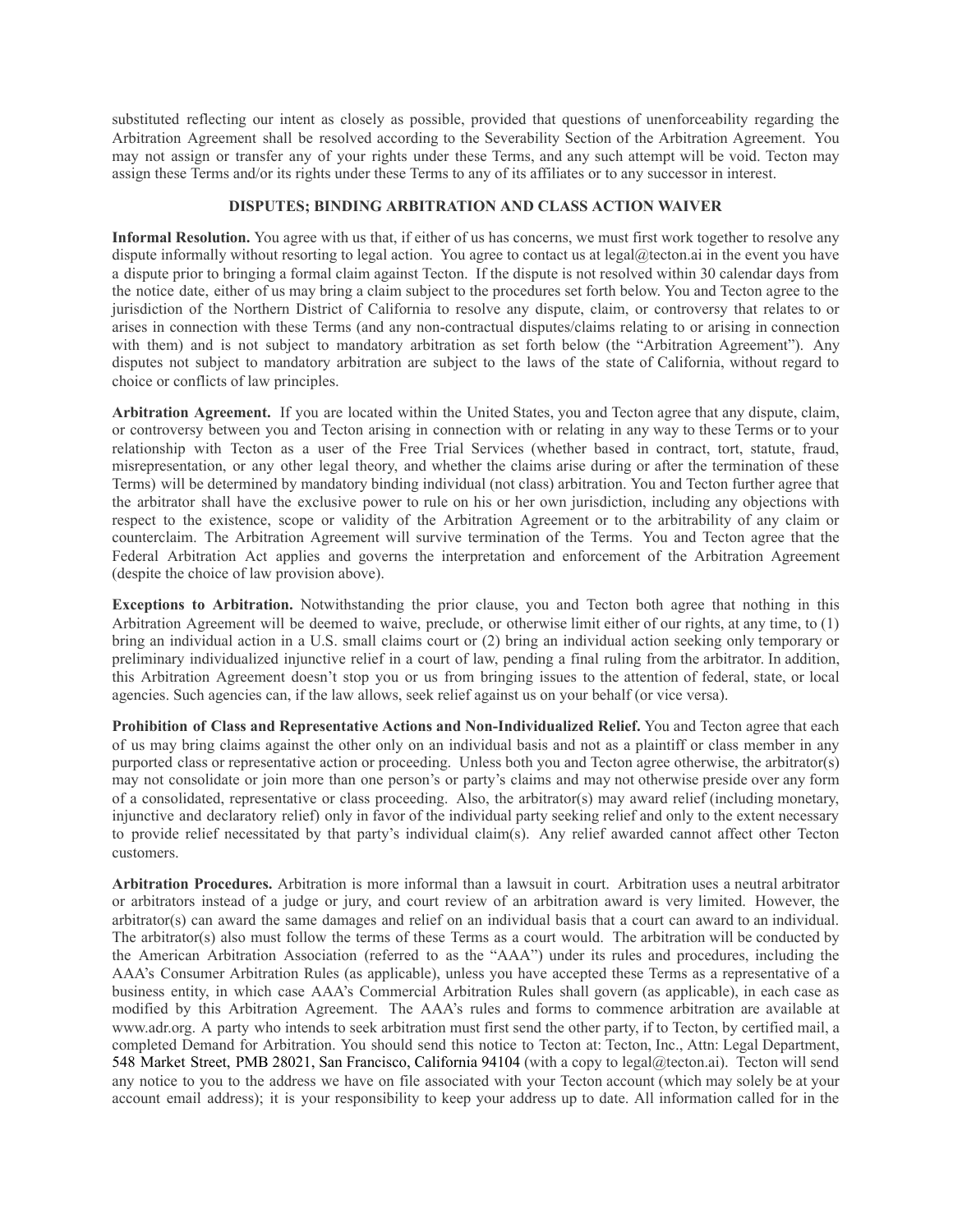substituted reflecting our intent as closely as possible, provided that questions of unenforceability regarding the Arbitration Agreement shall be resolved according to the Severability Section of the Arbitration Agreement. You may not assign or transfer any of your rights under these Terms, and any such attempt will be void. Tecton may assign these Terms and/or its rights under these Terms to any of its affiliates or to any successor in interest.

**DISPUTES; BINDING ARBITRATION AND CLASS ACTION WAIVER**

**Informal Resolution.** You agree with us that, if either of us has concerns, we must first work together to resolve any dispute informally without resorting to legal action. You agree to contact us at legal@tecton.ai in the event you have a dispute prior to bringing a formal claim against Tecton. If the dispute is not resolved within 30 calendar days from the notice date, either of us may bring a claim subject to the procedures set forth below. You and Tecton agree to the jurisdiction of the Northern District of California to resolve any dispute, claim, or controversy that relates to or arises in connection with these Terms (and any non-contractual disputes/claims relating to or arising in connection with them) and is not subject to mandatory arbitration as set forth below (the "Arbitration Agreement"). Any disputes not subject to mandatory arbitration are subject to the laws of the state of California, without regard to choice or conflicts of law principles.

**Arbitration Agreement.** If you are located within the United States, you and Tecton agree that any dispute, claim, or controversy between you and Tecton arising in connection with or relating in any way to these Terms or to your relationship with Tecton as a user of the Free Trial Services (whether based in contract, tort, statute, fraud, misrepresentation, or any other legal theory, and whether the claims arise during or after the termination of these Terms) will be determined by mandatory binding individual (not class) arbitration. You and Tecton further agree that the arbitrator shall have the exclusive power to rule on his or her own jurisdiction, including any objections with respect to the existence, scope or validity of the Arbitration Agreement or to the arbitrability of any claim or counterclaim. The Arbitration Agreement will survive termination of the Terms. You and Tecton agree that the Federal Arbitration Act applies and governs the interpretation and enforcement of the Arbitration Agreement (despite the choice of law provision above).

**Exceptions to Arbitration.** Notwithstanding the prior clause, you and Tecton both agree that nothing in this Arbitration Agreement will be deemed to waive, preclude, or otherwise limit either of our rights, at any time, to (1) bring an individual action in a U.S. small claims court or (2) bring an individual action seeking only temporary or preliminary individualized injunctive relief in a court of law, pending a final ruling from the arbitrator. In addition, this Arbitration Agreement doesn't stop you or us from bringing issues to the attention of federal, state, or local agencies. Such agencies can, if the law allows, seek relief against us on your behalf (or vice versa).

**Prohibition of Class and Representative Actions and Non-Individualized Relief.** You and Tecton agree that each of us may bring claims against the other only on an individual basis and not as a plaintiff or class member in any purported class or representative action or proceeding. Unless both you and Tecton agree otherwise, the arbitrator(s) may not consolidate or join more than one person's or party's claims and may not otherwise preside over any form of a consolidated, representative or class proceeding. Also, the arbitrator(s) may award relief (including monetary, injunctive and declaratory relief) only in favor of the individual party seeking relief and only to the extent necessary to provide relief necessitated by that party's individual claim(s). Any relief awarded cannot affect other Tecton customers.

**Arbitration Procedures.** Arbitration is more informal than a lawsuit in court. Arbitration uses a neutral arbitrator or arbitrators instead of a judge or jury, and court review of an arbitration award is very limited. However, the arbitrator(s) can award the same damages and relief on an individual basis that a court can award to an individual. The arbitrator(s) also must follow the terms of these Terms as a court would. The arbitration will be conducted by the American Arbitration Association (referred to as the "AAA") under its rules and procedures, including the AAA's Consumer Arbitration Rules (as applicable), unless you have accepted these Terms as a representative of a business entity, in which case AAA's Commercial Arbitration Rules shall govern (as applicable), in each case as modified by this Arbitration Agreement. The AAA's rules and forms to commence arbitration are available at www.adr.org. A party who intends to seek arbitration must first send the other party, if to Tecton, by certified mail, a completed Demand for Arbitration. You should send this notice to Tecton at: Tecton, Inc., Attn: Legal Department, 548 Market Street, PMB 28021, San Francisco, California 94104 (with a copy to legal@tecton.ai). Tecton will send any notice to you to the address we have on file associated with your Tecton account (which may solely be at your account email address); it is your responsibility to keep your address up to date. All information called for in the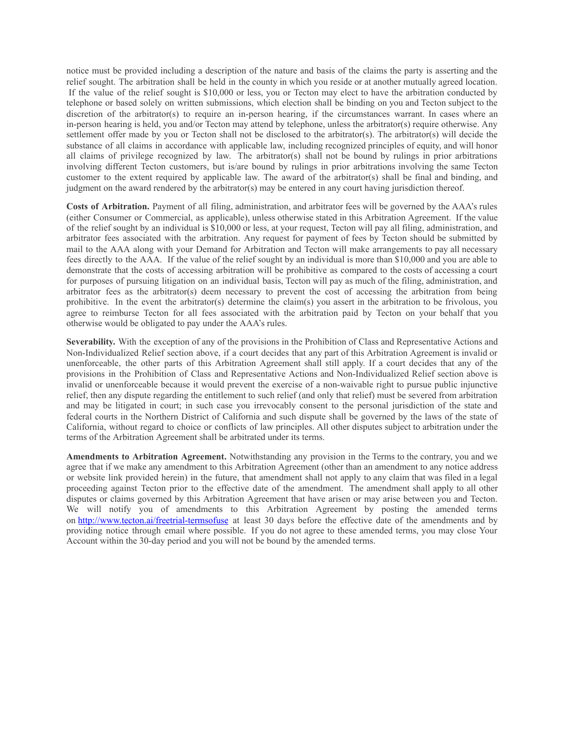notice must be provided including a description of the nature and basis of the claims the party is asserting and the relief sought. The arbitration shall be held in the county in which you reside or at another mutually agreed location. If the value of the relief sought is $10,000 or less, you or Tecton may elect to have the arbitration conducted by telephone or based solely on written submissions, which election shall be binding on you and Tecton subject to the discretion of the arbitrator(s) to require an in-person hearing, if the circumstances warrant. In cases where an in-person hearing is held, you and/or Tecton may attend by telephone, unless the arbitrator(s) require otherwise. Any settlement offer made by you or Tecton shall not be disclosed to the arbitrator(s). The arbitrator(s) will decide the substance of all claims in accordance with applicable law, including recognized principles of equity, and will honor all claims of privilege recognized by law. The arbitrator(s) shall not be bound by rulings in prior arbitrations involving different Tecton customers, but is/are bound by rulings in prior arbitrations involving the same Tecton customer to the extent required by applicable law. The award of the arbitrator(s) shall be final and binding, and judgment on the award rendered by the arbitrator(s) may be entered in any court having jurisdiction thereof.

**Costs of Arbitration.** Payment of all filing, administration, and arbitrator fees will be governed by the AAA's rules (either Consumer or Commercial, as applicable), unless otherwise stated in this Arbitration Agreement. If the value of the relief sought by an individual is $10,000 or less, at your request, Tecton will pay all filing, administration, and arbitrator fees associated with the arbitration. Any request for payment of fees by Tecton should be submitted by mail to the AAA along with your Demand for Arbitration and Tecton will make arrangements to pay all necessary fees directly to the AAA. If the value of the relief sought by an individual is more than $10,000 and you are able to demonstrate that the costs of accessing arbitration will be prohibitive as compared to the costs of accessing a court for purposes of pursuing litigation on an individual basis, Tecton will pay as much of the filing, administration, and arbitrator fees as the arbitrator(s) deem necessary to prevent the cost of accessing the arbitration from being prohibitive. In the event the arbitrator(s) determine the claim(s) you assert in the arbitration to be frivolous, you agree to reimburse Tecton for all fees associated with the arbitration paid by Tecton on your behalf that you otherwise would be obligated to pay under the AAA's rules.

**Severability.** With the exception of any of the provisions in the Prohibition of Class and Representative Actions and Non-Individualized Relief section above, if a court decides that any part of this Arbitration Agreement is invalid or unenforceable, the other parts of this Arbitration Agreement shall still apply. If a court decides that any of the provisions in the Prohibition of Class and Representative Actions and Non-Individualized Relief section above is invalid or unenforceable because it would prevent the exercise of a non-waivable right to pursue public injunctive relief, then any dispute regarding the entitlement to such relief (and only that relief) must be severed from arbitration and may be litigated in court; in such case you irrevocably consent to the personal jurisdiction of the state and federal courts in the Northern District of California and such dispute shall be governed by the laws of the state of California, without regard to choice or conflicts of law principles. All other disputes subject to arbitration under the terms of the Arbitration Agreement shall be arbitrated under its terms.

**Amendments to Arbitration Agreement.** Notwithstanding any provision in the Terms to the contrary, you and we agree that if we make any amendment to this Arbitration Agreement (other than an amendment to any notice address or website link provided herein) in the future, that amendment shall not apply to any claim that was filed in a legal proceeding against Tecton prior to the effective date of the amendment. The amendment shall apply to all other disputes or claims governed by this Arbitration Agreement that have arisen or may arise between you and Tecton. We will notify you of amendments to this Arbitration Agreement by posting the amended terms on [http://www.tecton.ai/freetrial-termsofuse](http://www.tecton.ai/freetrial-termsofuse) at least 30 days before the effective date of the amendments and by providing notice through email where possible. If you do not agree to these amended terms, you may close Your Account within the 30-day period and you will not be bound by the amended terms.